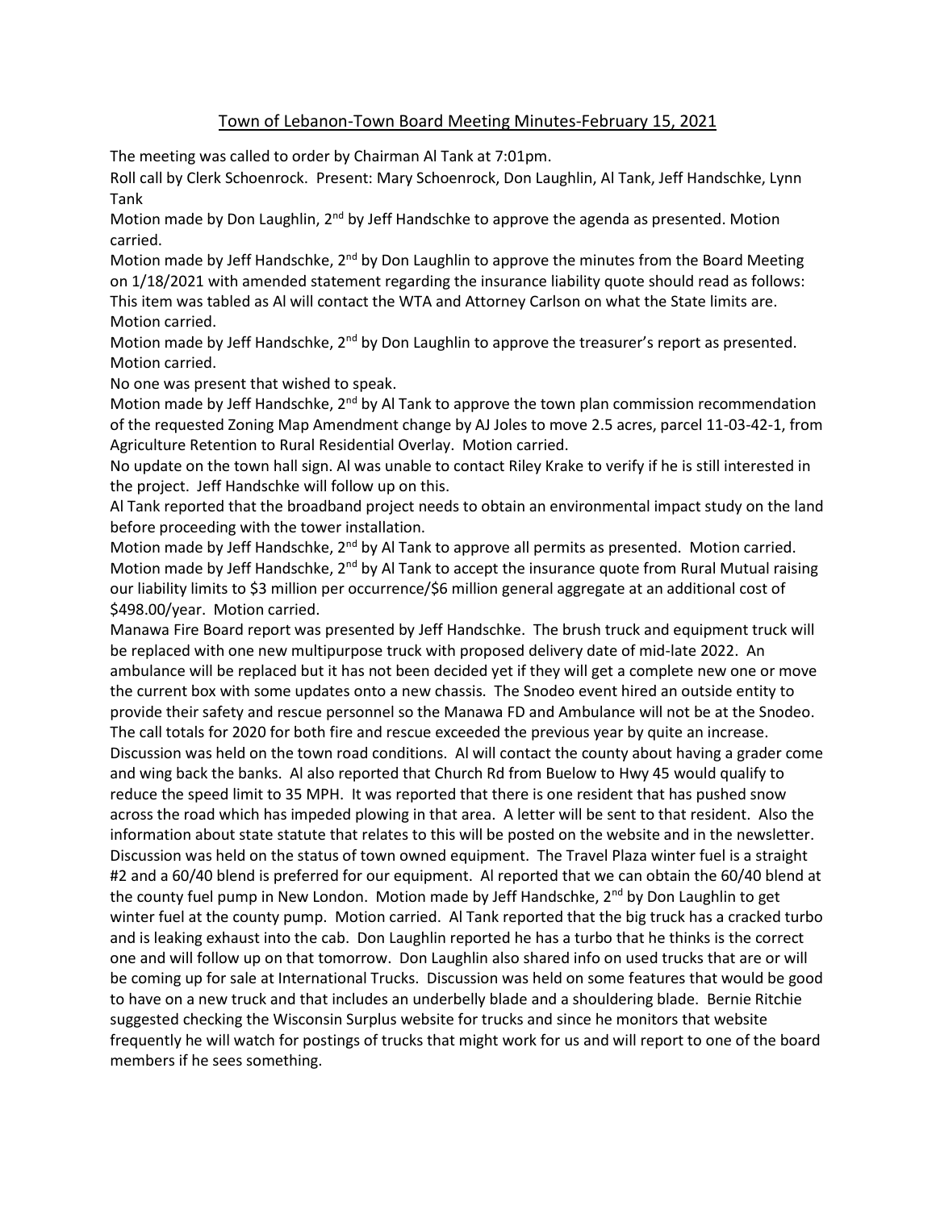# Town of Lebanon-Town Board Meeting Minutes-February 15, 2021

The meeting was called to order by Chairman Al Tank at 7:01pm.

Roll call by Clerk Schoenrock. Present: Mary Schoenrock, Don Laughlin, Al Tank, Jeff Handschke, Lynn Tank

Motion made by Don Laughlin, 2nd by Jeff Handschke to approve the agenda as presented. Motion carried.

Motion made by Jeff Handschke, 2nd by Don Laughlin to approve the minutes from the Board Meeting on 1/18/2021 with amended statement regarding the insurance liability quote should read as follows: This item was tabled as Al will contact the WTA and Attorney Carlson on what the State limits are. Motion carried.

Motion made by Jeff Handschke, 2nd by Don Laughlin to approve the treasurer's report as presented. Motion carried.

No one was present that wished to speak.

Motion made by Jeff Handschke, 2nd by Al Tank to approve the town plan commission recommendation of the requested Zoning Map Amendment change by AJ Joles to move 2.5 acres, parcel 11-03-42-1, from Agriculture Retention to Rural Residential Overlay. Motion carried.

No update on the town hall sign. Al was unable to contact Riley Krake to verify if he is still interested in the project. Jeff Handschke will follow up on this.

Al Tank reported that the broadband project needs to obtain an environmental impact study on the land before proceeding with the tower installation.

Motion made by Jeff Handschke, 2nd by Al Tank to approve all permits as presented. Motion carried.

Motion made by Jeff Handschke, 2nd by Al Tank to accept the insurance quote from Rural Mutual raising our liability limits to $3 million per occurrence/$6 million general aggregate at an additional cost of $498.00/year. Motion carried.

Manawa Fire Board report was presented by Jeff Handschke. The brush truck and equipment truck will be replaced with one new multipurpose truck with proposed delivery date of mid-late 2022. An ambulance will be replaced but it has not been decided yet if they will get a complete new one or move the current box with some updates onto a new chassis. The Snodeo event hired an outside entity to provide their safety and rescue personnel so the Manawa FD and Ambulance will not be at the Snodeo. The call totals for 2020 for both fire and rescue exceeded the previous year by quite an increase.

Discussion was held on the town road conditions. Al will contact the county about having a grader come and wing back the banks. Al also reported that Church Rd from Buelow to Hwy 45 would qualify to reduce the speed limit to 35 MPH. It was reported that there is one resident that has pushed snow across the road which has impeded plowing in that area. A letter will be sent to that resident. Also the information about state statute that relates to this will be posted on the website and in the newsletter.

Discussion was held on the status of town owned equipment. The Travel Plaza winter fuel is a straight #2 and a 60/40 blend is preferred for our equipment. Al reported that we can obtain the 60/40 blend at the county fuel pump in New London. Motion made by Jeff Handschke, 2nd by Don Laughlin to get winter fuel at the county pump. Motion carried. Al Tank reported that the big truck has a cracked turbo and is leaking exhaust into the cab. Don Laughlin reported he has a turbo that he thinks is the correct one and will follow up on that tomorrow. Don Laughlin also shared info on used trucks that are or will be coming up for sale at International Trucks. Discussion was held on some features that would be good to have on a new truck and that includes an underbelly blade and a shouldering blade. Bernie Ritchie suggested checking the Wisconsin Surplus website for trucks and since he monitors that website frequently he will watch for postings of trucks that might work for us and will report to one of the board members if he sees something.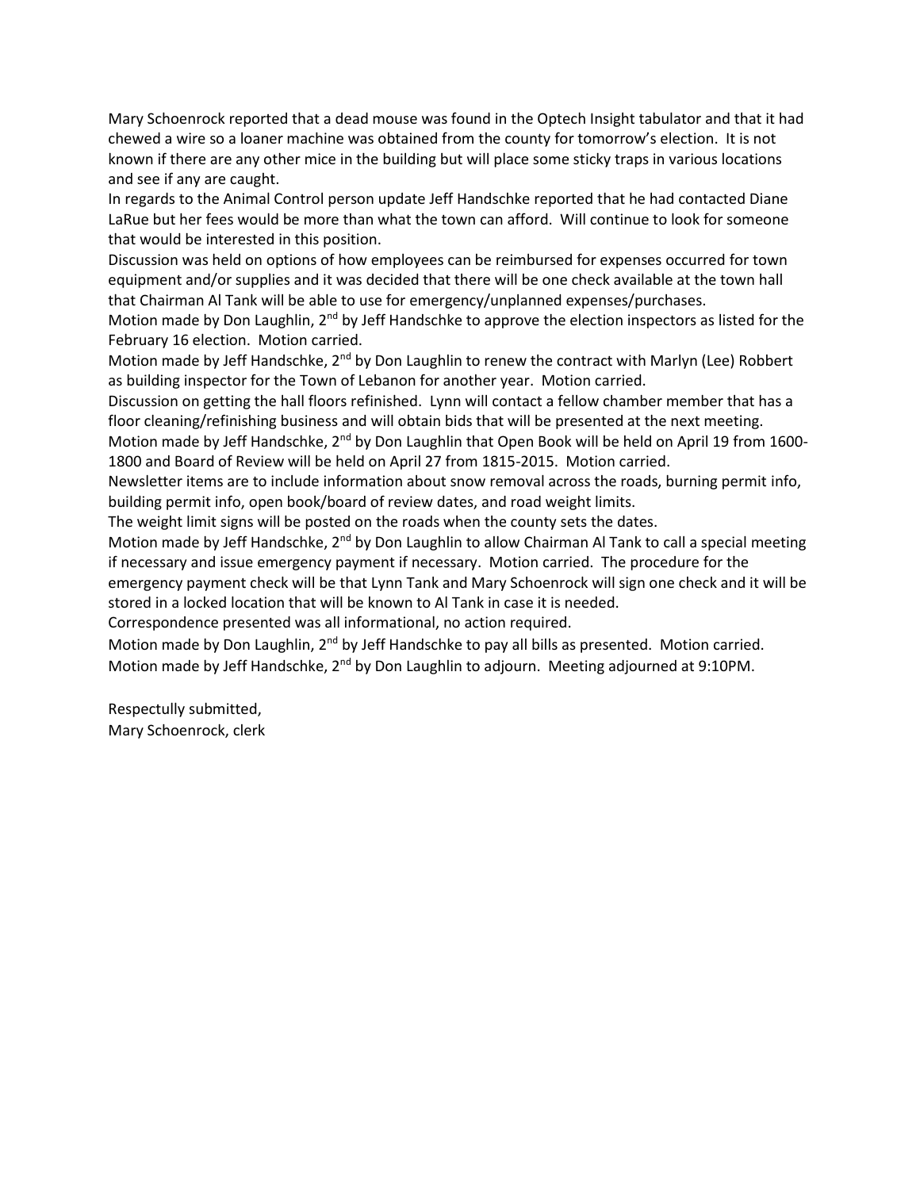Mary Schoenrock reported that a dead mouse was found in the Optech Insight tabulator and that it had chewed a wire so a loaner machine was obtained from the county for tomorrow's election. It is not known if there are any other mice in the building but will place some sticky traps in various locations and see if any are caught.

In regards to the Animal Control person update Jeff Handschke reported that he had contacted Diane LaRue but her fees would be more than what the town can afford. Will continue to look for someone that would be interested in this position.

Discussion was held on options of how employees can be reimbursed for expenses occurred for town equipment and/or supplies and it was decided that there will be one check available at the town hall that Chairman Al Tank will be able to use for emergency/unplanned expenses/purchases.

Motion made by Don Laughlin, 2nd by Jeff Handschke to approve the election inspectors as listed for the February 16 election. Motion carried.

Motion made by Jeff Handschke, 2nd by Don Laughlin to renew the contract with Marlyn (Lee) Robbert as building inspector for the Town of Lebanon for another year. Motion carried.

Discussion on getting the hall floors refinished. Lynn will contact a fellow chamber member that has a floor cleaning/refinishing business and will obtain bids that will be presented at the next meeting.

Motion made by Jeff Handschke, 2nd by Don Laughlin that Open Book will be held on April 19 from 1600-1800 and Board of Review will be held on April 27 from 1815-2015. Motion carried.

Newsletter items are to include information about snow removal across the roads, burning permit info, building permit info, open book/board of review dates, and road weight limits.

The weight limit signs will be posted on the roads when the county sets the dates.

Motion made by Jeff Handschke, 2nd by Don Laughlin to allow Chairman Al Tank to call a special meeting if necessary and issue emergency payment if necessary. Motion carried. The procedure for the emergency payment check will be that Lynn Tank and Mary Schoenrock will sign one check and it will be stored in a locked location that will be known to Al Tank in case it is needed.

Correspondence presented was all informational, no action required.

Motion made by Don Laughlin, 2nd by Jeff Handschke to pay all bills as presented. Motion carried.

Motion made by Jeff Handschke, 2nd by Don Laughlin to adjourn. Meeting adjourned at 9:10PM.

Respectully submitted,
Mary Schoenrock, clerk